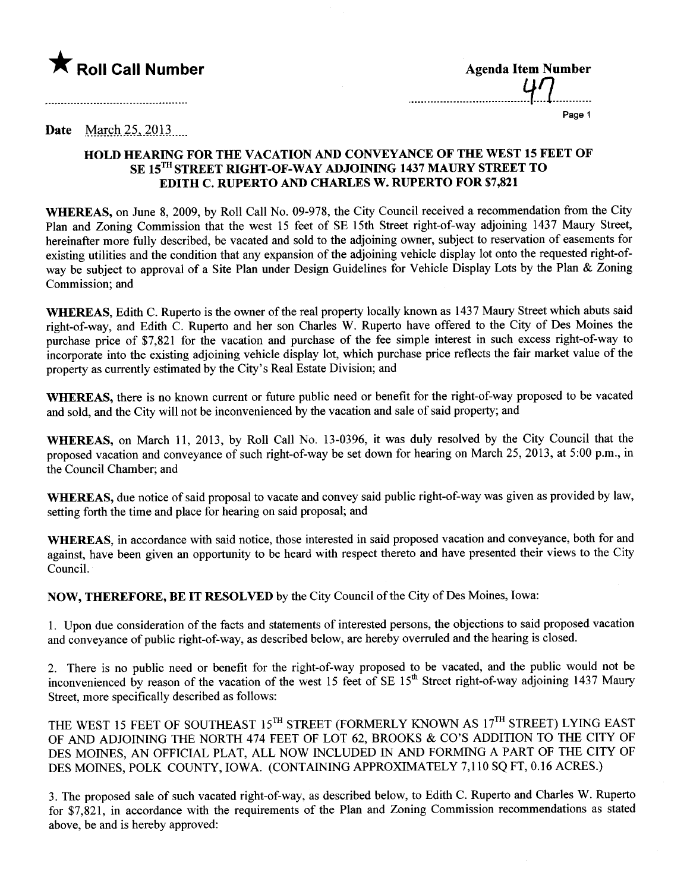★ **Roll Call Number**

**Agenda Item Number**

47

**Date** March 25, 2013

### HOLD HEARING FOR THE VACATION AND CONVEYANCE OF THE WEST 15 FEET OF SE 15TH STREET RIGHT-OF-WAY ADJOINING 1437 MAURY STREET TO EDITH C. RUPERTO AND CHARLES W. RUPERTO FOR $7,821

**WHEREAS,** on June 8, 2009, by Roll Call No. 09-978, the City Council received a recommendation from the City Plan and Zoning Commission that the west 15 feet of SE 15th Street right-of-way adjoining 1437 Maury Street, hereinafter more fully described, be vacated and sold to the adjoining owner, subject to reservation of easements for existing utilities and the condition that any expansion of the adjoining vehicle display lot onto the requested right-of-way be subject to approval of a Site Plan under Design Guidelines for Vehicle Display Lots by the Plan & Zoning Commission; and

**WHEREAS,** Edith C. Ruperto is the owner of the real property locally known as 1437 Maury Street which abuts said right-of-way, and Edith C. Ruperto and her son Charles W. Ruperto have offered to the City of Des Moines the purchase price of $7,821 for the vacation and purchase of the fee simple interest in such excess right-of-way to incorporate into the existing adjoining vehicle display lot, which purchase price reflects the fair market value of the property as currently estimated by the City's Real Estate Division; and

**WHEREAS,** there is no known current or future public need or benefit for the right-of-way proposed to be vacated and sold, and the City will not be inconvenienced by the vacation and sale of said property; and

**WHEREAS,** on March 11, 2013, by Roll Call No. 13-0396, it was duly resolved by the City Council that the proposed vacation and conveyance of such right-of-way be set down for hearing on March 25, 2013, at 5:00 p.m., in the Council Chamber; and

**WHEREAS,** due notice of said proposal to vacate and convey said public right-of-way was given as provided by law, setting forth the time and place for hearing on said proposal; and

**WHEREAS,** in accordance with said notice, those interested in said proposed vacation and conveyance, both for and against, have been given an opportunity to be heard with respect thereto and have presented their views to the City Council.

**NOW, THEREFORE, BE IT RESOLVED** by the City Council of the City of Des Moines, Iowa:

1. Upon due consideration of the facts and statements of interested persons, the objections to said proposed vacation and conveyance of public right-of-way, as described below, are hereby overruled and the hearing is closed.

2. There is no public need or benefit for the right-of-way proposed to be vacated, and the public would not be inconvenienced by reason of the vacation of the west 15 feet of SE 15th Street right-of-way adjoining 1437 Maury Street, more specifically described as follows:

THE WEST 15 FEET OF SOUTHEAST 15TH STREET (FORMERLY KNOWN AS 17TH STREET) LYING EAST OF AND ADJOINING THE NORTH 474 FEET OF LOT 62, BROOKS & CO'S ADDITION TO THE CITY OF DES MOINES, AN OFFICIAL PLAT, ALL NOW INCLUDED IN AND FORMING A PART OF THE CITY OF DES MOINES, POLK COUNTY, IOWA. (CONTAINING APPROXIMATELY 7,110 SQ FT, 0.16 ACRES.)

3. The proposed sale of such vacated right-of-way, as described below, to Edith C. Ruperto and Charles W. Ruperto for $7,821, in accordance with the requirements of the Plan and Zoning Commission recommendations as stated above, be and is hereby approved: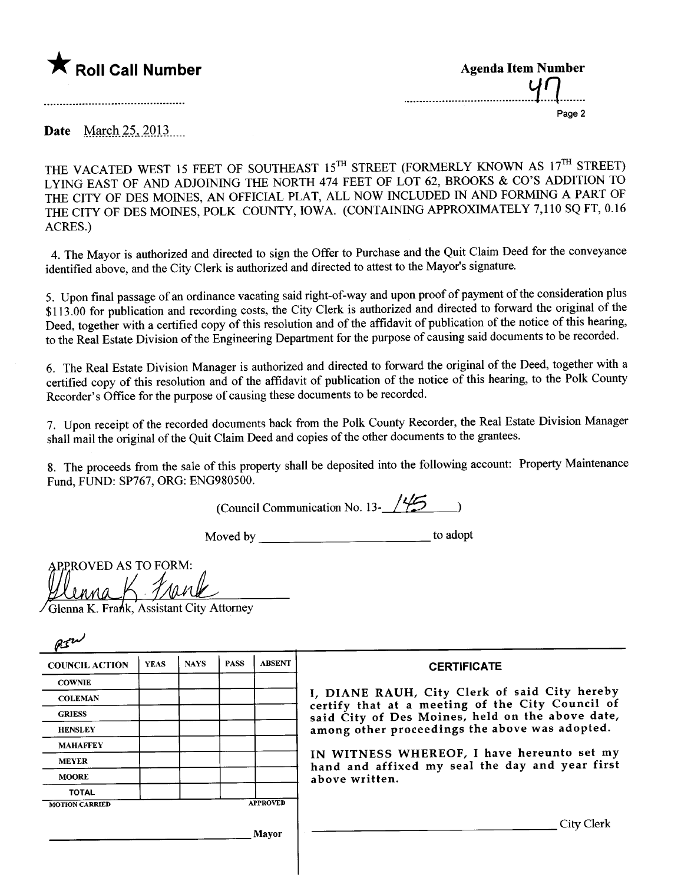★ **Roll Call Number**

................................................

**Agenda Item Number**

47

**Date** March 25, 2013

THE VACATED WEST 15 FEET OF SOUTHEAST 15$^{TH}$ STREET (FORMERLY KNOWN AS 17$^{TH}$ STREET) LYING EAST OF AND ADJOINING THE NORTH 474 FEET OF LOT 62, BROOKS & CO'S ADDITION TO THE CITY OF DES MOINES, AN OFFICIAL PLAT, ALL NOW INCLUDED IN AND FORMING A PART OF THE CITY OF DES MOINES, POLK COUNTY, IOWA. (CONTAINING APPROXIMATELY 7,110 SQ FT, 0.16 ACRES.)

4. The Mayor is authorized and directed to sign the Offer to Purchase and the Quit Claim Deed for the conveyance identified above, and the City Clerk is authorized and directed to attest to the Mayor's signature.

5. Upon final passage of an ordinance vacating said right-of-way and upon proof of payment of the consideration plus $113.00 for publication and recording costs, the City Clerk is authorized and directed to forward the original of the Deed, together with a certified copy of this resolution and of the affidavit of publication of the notice of this hearing, to the Real Estate Division of the Engineering Department for the purpose of causing said documents to be recorded.

6. The Real Estate Division Manager is authorized and directed to forward the original of the Deed, together with a certified copy of this resolution and of the affidavit of publication of the notice of this hearing, to the Polk County Recorder's Office for the purpose of causing these documents to be recorded.

7. Upon receipt of the recorded documents back from the Polk County Recorder, the Real Estate Division Manager shall mail the original of the Quit Claim Deed and copies of the other documents to the grantees.

8. The proceeds from the sale of this property shall be deposited into the following account: Property Maintenance Fund, FUND: SP767, ORG: ENG980500.

(Council Communication No. 13-145)

Moved by ________________________ to adopt

APPROVED AS TO FORM:

Glenna K. Frank

Glenna K. Frank, Assistant City Attorney

| COUNCIL ACTION | YEAS | NAYS | PASS | ABSENT |
|---|---|---|---|---|
| COWNIE | | | | |
| COLEMAN | | | | |
| GRIESS | | | | |
| HENSLEY | | | | |
| MAHAFFEY | | | | |
| MEYER | | | | |
| MOORE | | | | |
| TOTAL | | | | |

MOTION CARRIED　　　　APPROVED

________________________ Mayor

**CERTIFICATE**

I, DIANE RAUH, City Clerk of said City hereby certify that at a meeting of the City Council of said City of Des Moines, held on the above date, among other proceedings the above was adopted.

IN WITNESS WHEREOF, I have hereunto set my hand and affixed my seal the day and year first above written.

________________________ City Clerk